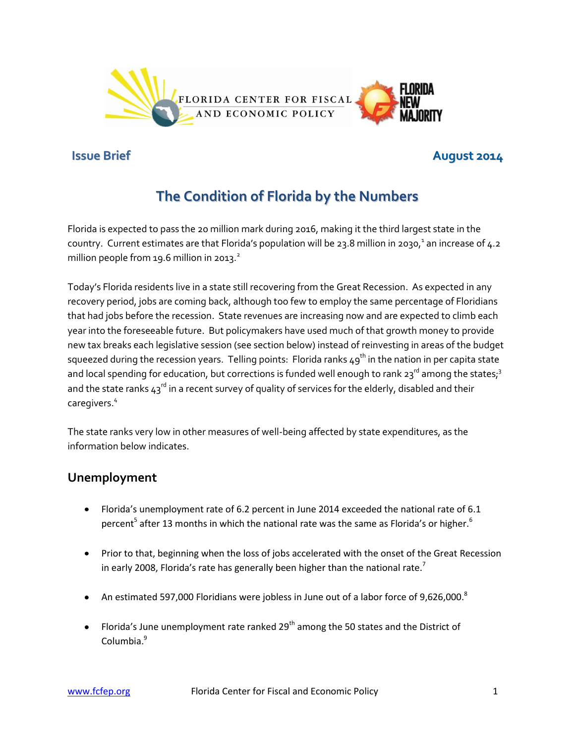FLORIDA CENTER FOR FISCAL AND ECONOMIC POLICY

FLORIDA NEW MAJORITY

**Issue Brief** **August 2014**

# The Condition of Florida by the Numbers

Florida is expected to pass the 20 million mark during 2016, making it the third largest state in the country. Current estimates are that Florida's population will be 23.8 million in 2030,[1] an increase of 4.2 million people from 19.6 million in 2013.[2]

Today's Florida residents live in a state still recovering from the Great Recession. As expected in any recovery period, jobs are coming back, although too few to employ the same percentage of Floridians that had jobs before the recession. State revenues are increasing now and are expected to climb each year into the foreseeable future. But policymakers have used much of that growth money to provide new tax breaks each legislative session (see section below) instead of reinvesting in areas of the budget squeezed during the recession years. Telling points: Florida ranks 49th in the nation in per capita state and local spending for education, but corrections is funded well enough to rank 23rd among the states;[3] and the state ranks 43rd in a recent survey of quality of services for the elderly, disabled and their caregivers.[4]

The state ranks very low in other measures of well-being affected by state expenditures, as the information below indicates.

## Unemployment

- Florida's unemployment rate of 6.2 percent in June 2014 exceeded the national rate of 6.1 percent[5] after 13 months in which the national rate was the same as Florida's or higher.[6]
- Prior to that, beginning when the loss of jobs accelerated with the onset of the Great Recession in early 2008, Florida's rate has generally been higher than the national rate.[7]
- An estimated 597,000 Floridians were jobless in June out of a labor force of 9,626,000.[8]
- Florida's June unemployment rate ranked 29th among the 50 states and the District of Columbia.[9]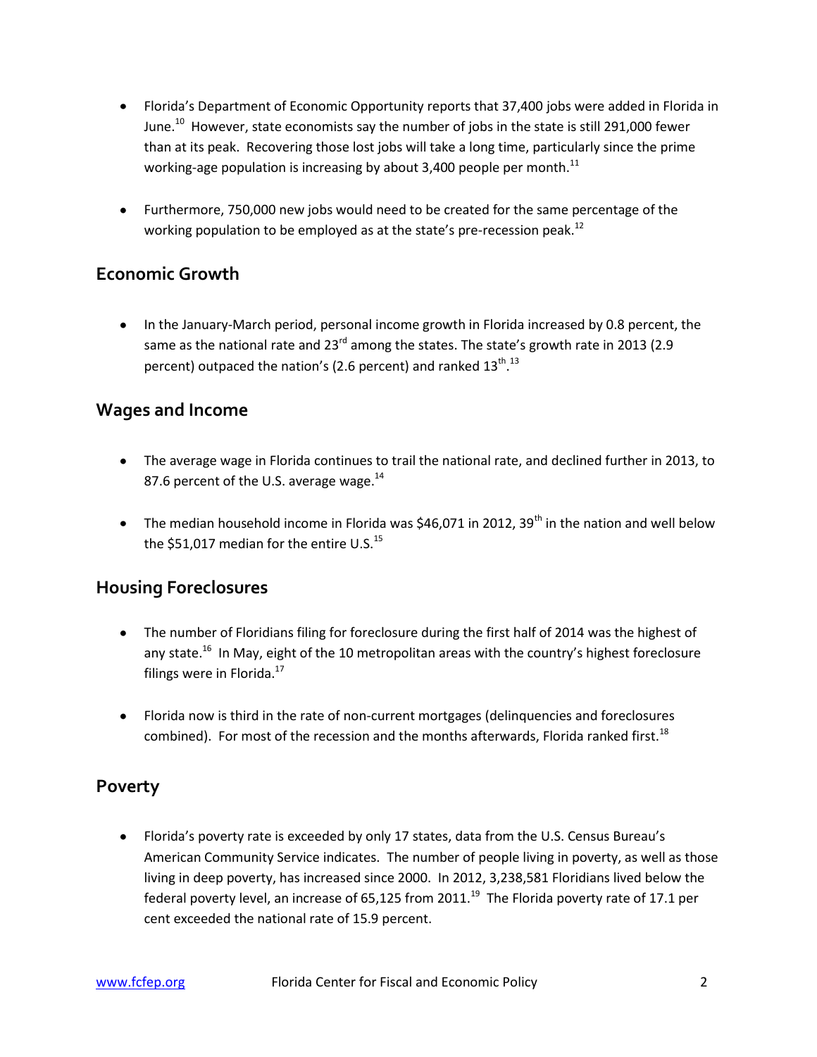- Florida's Department of Economic Opportunity reports that 37,400 jobs were added in Florida in June.[10] However, state economists say the number of jobs in the state is still 291,000 fewer than at its peak. Recovering those lost jobs will take a long time, particularly since the prime working-age population is increasing by about 3,400 people per month.[11]

- Furthermore, 750,000 new jobs would need to be created for the same percentage of the working population to be employed as at the state's pre-recession peak.[12]

## Economic Growth

- In the January-March period, personal income growth in Florida increased by 0.8 percent, the same as the national rate and 23rd among the states. The state's growth rate in 2013 (2.9 percent) outpaced the nation's (2.6 percent) and ranked 13th.[13]

## Wages and Income

- The average wage in Florida continues to trail the national rate, and declined further in 2013, to 87.6 percent of the U.S. average wage.[14]

- The median household income in Florida was $46,071 in 2012, 39th in the nation and well below the $51,017 median for the entire U.S.[15]

## Housing Foreclosures

- The number of Floridians filing for foreclosure during the first half of 2014 was the highest of any state.[16] In May, eight of the 10 metropolitan areas with the country's highest foreclosure filings were in Florida.[17]

- Florida now is third in the rate of non-current mortgages (delinquencies and foreclosures combined). For most of the recession and the months afterwards, Florida ranked first.[18]

## Poverty

- Florida's poverty rate is exceeded by only 17 states, data from the U.S. Census Bureau's American Community Service indicates. The number of people living in poverty, as well as those living in deep poverty, has increased since 2000. In 2012, 3,238,581 Floridians lived below the federal poverty level, an increase of 65,125 from 2011.[19] The Florida poverty rate of 17.1 per cent exceeded the national rate of 15.9 percent.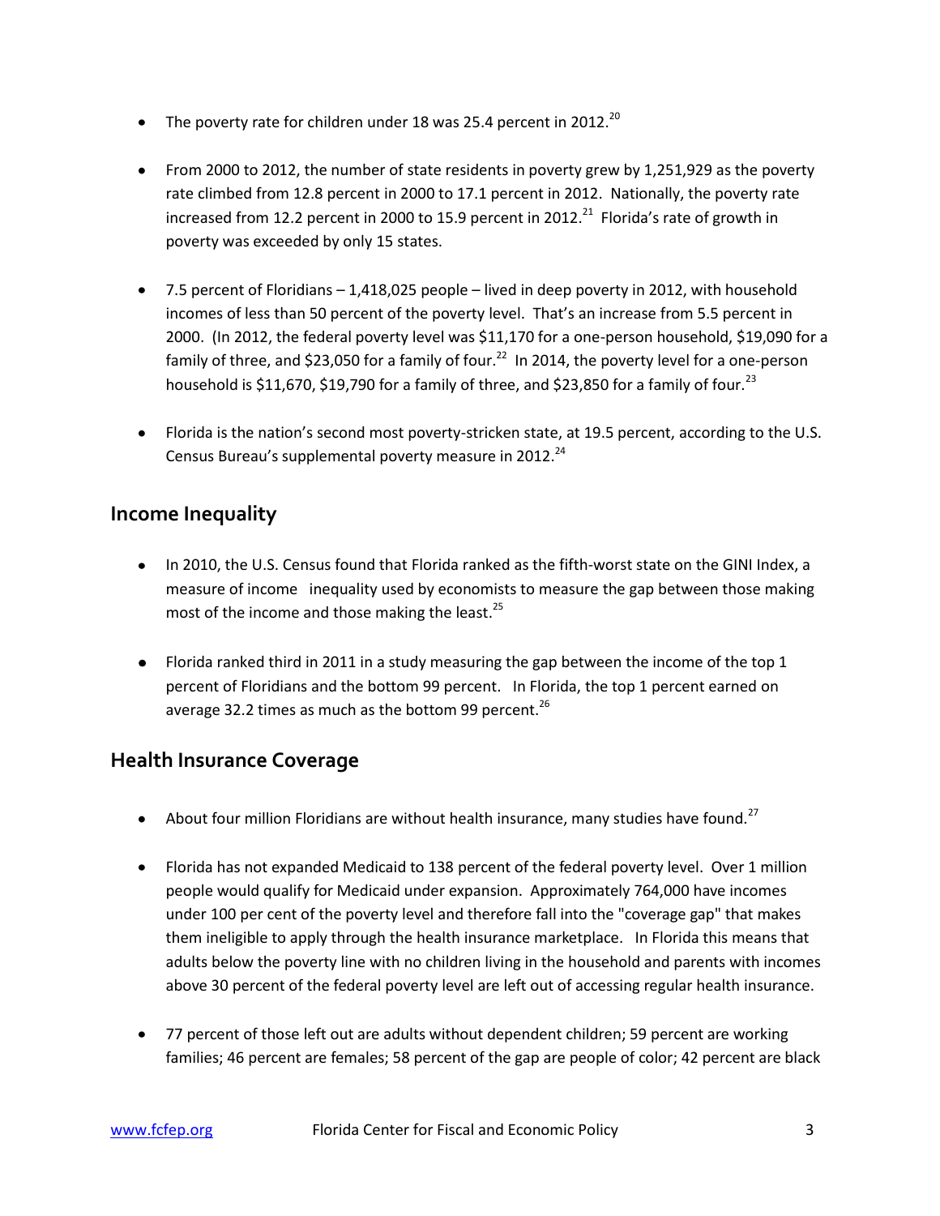- The poverty rate for children under 18 was 25.4 percent in 2012.[20]

- From 2000 to 2012, the number of state residents in poverty grew by 1,251,929 as the poverty rate climbed from 12.8 percent in 2000 to 17.1 percent in 2012. Nationally, the poverty rate increased from 12.2 percent in 2000 to 15.9 percent in 2012.[21] Florida's rate of growth in poverty was exceeded by only 15 states.

- 7.5 percent of Floridians – 1,418,025 people – lived in deep poverty in 2012, with household incomes of less than 50 percent of the poverty level. That's an increase from 5.5 percent in 2000. (In 2012, the federal poverty level was $11,170 for a one-person household, $19,090 for a family of three, and $23,050 for a family of four.[22] In 2014, the poverty level for a one-person household is $11,670, $19,790 for a family of three, and $23,850 for a family of four.[23]

- Florida is the nation's second most poverty-stricken state, at 19.5 percent, according to the U.S. Census Bureau's supplemental poverty measure in 2012.[24]

## Income Inequality

- In 2010, the U.S. Census found that Florida ranked as the fifth-worst state on the GINI Index, a measure of income inequality used by economists to measure the gap between those making most of the income and those making the least.[25]

- Florida ranked third in 2011 in a study measuring the gap between the income of the top 1 percent of Floridians and the bottom 99 percent. In Florida, the top 1 percent earned on average 32.2 times as much as the bottom 99 percent.[26]

## Health Insurance Coverage

- About four million Floridians are without health insurance, many studies have found.[27]

- Florida has not expanded Medicaid to 138 percent of the federal poverty level. Over 1 million people would qualify for Medicaid under expansion. Approximately 764,000 have incomes under 100 per cent of the poverty level and therefore fall into the "coverage gap" that makes them ineligible to apply through the health insurance marketplace. In Florida this means that adults below the poverty line with no children living in the household and parents with incomes above 30 percent of the federal poverty level are left out of accessing regular health insurance.

- 77 percent of those left out are adults without dependent children; 59 percent are working families; 46 percent are females; 58 percent of the gap are people of color; 42 percent are black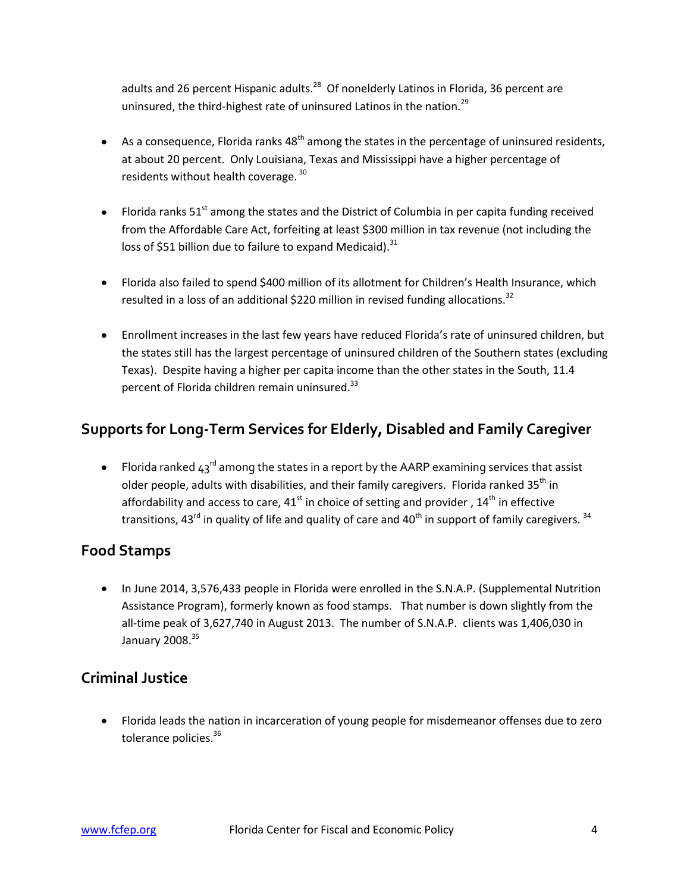adults and 26 percent Hispanic adults.[28] Of nonelderly Latinos in Florida, 36 percent are uninsured, the third-highest rate of uninsured Latinos in the nation.[29]

- As a consequence, Florida ranks 48th among the states in the percentage of uninsured residents, at about 20 percent. Only Louisiana, Texas and Mississippi have a higher percentage of residents without health coverage.[30]

- Florida ranks 51st among the states and the District of Columbia in per capita funding received from the Affordable Care Act, forfeiting at least $300 million in tax revenue (not including the loss of $51 billion due to failure to expand Medicaid).[31]

- Florida also failed to spend $400 million of its allotment for Children's Health Insurance, which resulted in a loss of an additional $220 million in revised funding allocations.[32]

- Enrollment increases in the last few years have reduced Florida's rate of uninsured children, but the states still has the largest percentage of uninsured children of the Southern states (excluding Texas). Despite having a higher per capita income than the other states in the South, 11.4 percent of Florida children remain uninsured.[33]

## Supports for Long-Term Services for Elderly, Disabled and Family Caregiver

- Florida ranked 43rd among the states in a report by the AARP examining services that assist older people, adults with disabilities, and their family caregivers. Florida ranked 35th in affordability and access to care, 41st in choice of setting and provider , 14th in effective transitions, 43rd in quality of life and quality of care and 40th in support of family caregivers.[34]

## Food Stamps

- In June 2014, 3,576,433 people in Florida were enrolled in the S.N.A.P. (Supplemental Nutrition Assistance Program), formerly known as food stamps. That number is down slightly from the all-time peak of 3,627,740 in August 2013. The number of S.N.A.P. clients was 1,406,030 in January 2008.[35]

## Criminal Justice

- Florida leads the nation in incarceration of young people for misdemeanor offenses due to zero tolerance policies.[36]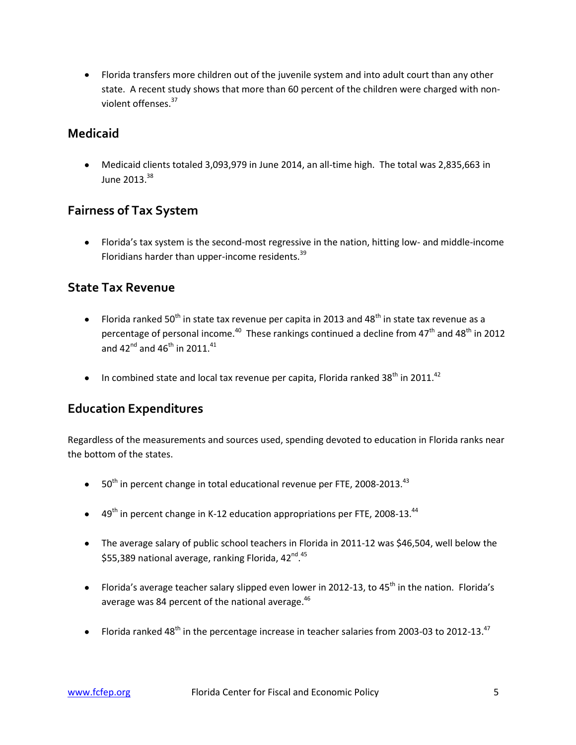- Florida transfers more children out of the juvenile system and into adult court than any other state. A recent study shows that more than 60 percent of the children were charged with non-violent offenses.[37]

## Medicaid

- Medicaid clients totaled 3,093,979 in June 2014, an all-time high. The total was 2,835,663 in June 2013.[38]

## Fairness of Tax System

- Florida's tax system is the second-most regressive in the nation, hitting low- and middle-income Floridians harder than upper-income residents.[39]

## State Tax Revenue

- Florida ranked 50th in state tax revenue per capita in 2013 and 48th in state tax revenue as a percentage of personal income.[40] These rankings continued a decline from 47th and 48th in 2012 and 42nd and 46th in 2011.[41]

- In combined state and local tax revenue per capita, Florida ranked 38th in 2011.[42]

## Education Expenditures

Regardless of the measurements and sources used, spending devoted to education in Florida ranks near the bottom of the states.

- 50th in percent change in total educational revenue per FTE, 2008-2013.[43]

- 49th in percent change in K-12 education appropriations per FTE, 2008-13.[44]

- The average salary of public school teachers in Florida in 2011-12 was $46,504, well below the $55,389 national average, ranking Florida, 42nd.[45]

- Florida's average teacher salary slipped even lower in 2012-13, to 45th in the nation. Florida's average was 84 percent of the national average.[46]

- Florida ranked 48th in the percentage increase in teacher salaries from 2003-03 to 2012-13.[47]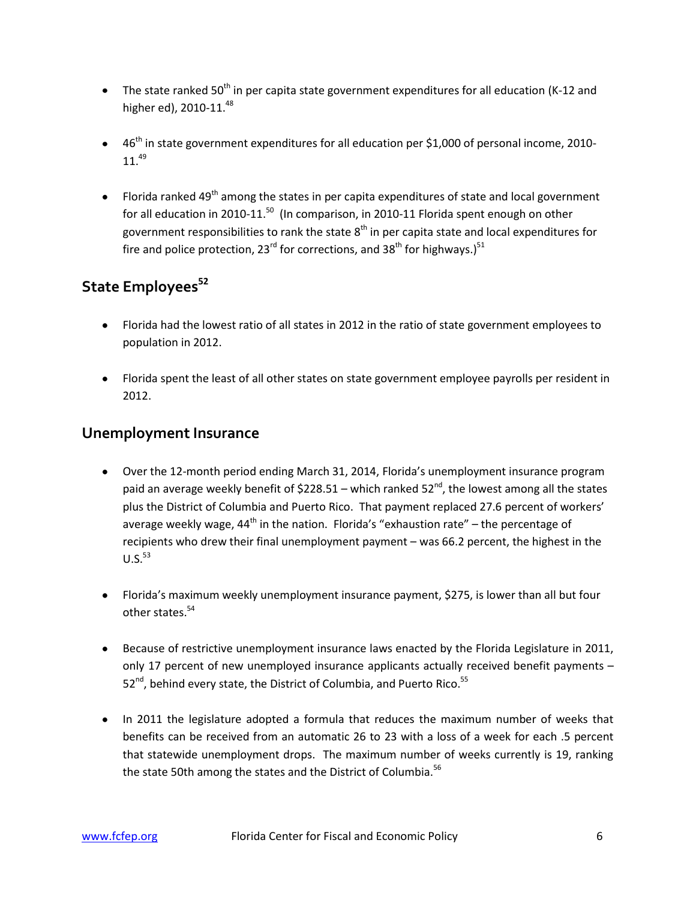- The state ranked 50th in per capita state government expenditures for all education (K-12 and higher ed), 2010-11.[48]

- 46th in state government expenditures for all education per $1,000 of personal income, 2010-11.[49]

- Florida ranked 49th among the states in per capita expenditures of state and local government for all education in 2010-11.[50] (In comparison, in 2010-11 Florida spent enough on other government responsibilities to rank the state 8th in per capita state and local expenditures for fire and police protection, 23rd for corrections, and 38th for highways.)[51]

## State Employees[52]

- Florida had the lowest ratio of all states in 2012 in the ratio of state government employees to population in 2012.

- Florida spent the least of all other states on state government employee payrolls per resident in 2012.

## Unemployment Insurance

- Over the 12-month period ending March 31, 2014, Florida's unemployment insurance program paid an average weekly benefit of $228.51 – which ranked 52nd, the lowest among all the states plus the District of Columbia and Puerto Rico. That payment replaced 27.6 percent of workers' average weekly wage, 44th in the nation. Florida's "exhaustion rate" – the percentage of recipients who drew their final unemployment payment – was 66.2 percent, the highest in the U.S.[53]

- Florida's maximum weekly unemployment insurance payment, $275, is lower than all but four other states.[54]

- Because of restrictive unemployment insurance laws enacted by the Florida Legislature in 2011, only 17 percent of new unemployed insurance applicants actually received benefit payments – 52nd, behind every state, the District of Columbia, and Puerto Rico.[55]

- In 2011 the legislature adopted a formula that reduces the maximum number of weeks that benefits can be received from an automatic 26 to 23 with a loss of a week for each .5 percent that statewide unemployment drops. The maximum number of weeks currently is 19, ranking the state 50th among the states and the District of Columbia.[56]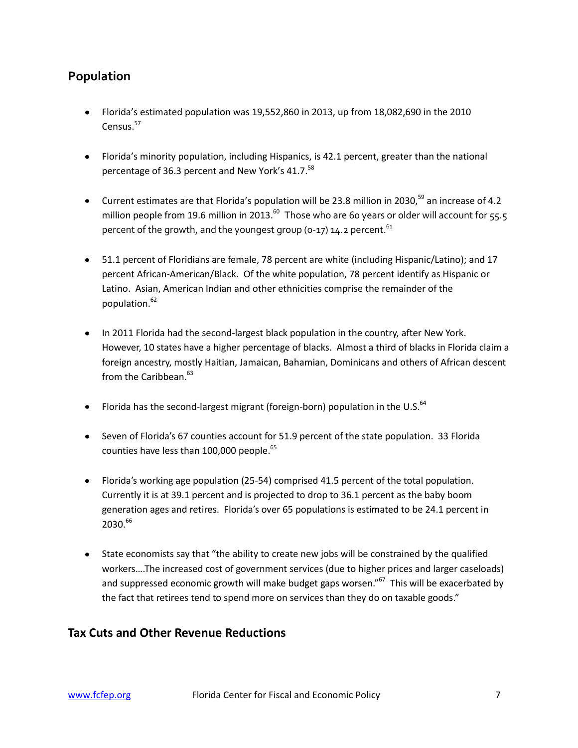## Population

- Florida's estimated population was 19,552,860 in 2013, up from 18,082,690 in the 2010 Census.[57]
- Florida's minority population, including Hispanics, is 42.1 percent, greater than the national percentage of 36.3 percent and New York's 41.7.[58]
- Current estimates are that Florida's population will be 23.8 million in 2030,[59] an increase of 4.2 million people from 19.6 million in 2013.[60] Those who are 60 years or older will account for 55.5 percent of the growth, and the youngest group (0-17) 14.2 percent.[61]
- 51.1 percent of Floridians are female, 78 percent are white (including Hispanic/Latino); and 17 percent African-American/Black. Of the white population, 78 percent identify as Hispanic or Latino. Asian, American Indian and other ethnicities comprise the remainder of the population.[62]
- In 2011 Florida had the second-largest black population in the country, after New York. However, 10 states have a higher percentage of blacks. Almost a third of blacks in Florida claim a foreign ancestry, mostly Haitian, Jamaican, Bahamian, Dominicans and others of African descent from the Caribbean.[63]
- Florida has the second-largest migrant (foreign-born) population in the U.S.[64]
- Seven of Florida's 67 counties account for 51.9 percent of the state population. 33 Florida counties have less than 100,000 people.[65]
- Florida's working age population (25-54) comprised 41.5 percent of the total population. Currently it is at 39.1 percent and is projected to drop to 36.1 percent as the baby boom generation ages and retires. Florida's over 65 populations is estimated to be 24.1 percent in 2030.[66]
- State economists say that "the ability to create new jobs will be constrained by the qualified workers….The increased cost of government services (due to higher prices and larger caseloads) and suppressed economic growth will make budget gaps worsen."[67] This will be exacerbated by the fact that retirees tend to spend more on services than they do on taxable goods."

## Tax Cuts and Other Revenue Reductions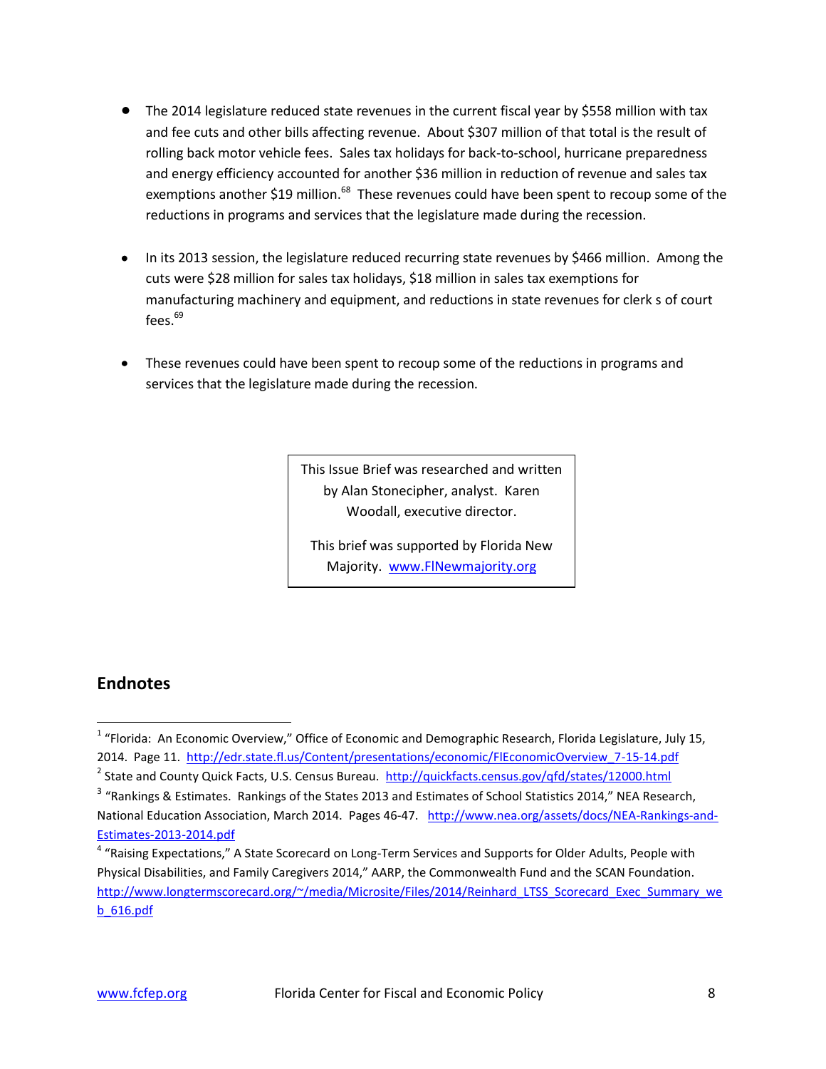- The 2014 legislature reduced state revenues in the current fiscal year by $558 million with tax and fee cuts and other bills affecting revenue. About $307 million of that total is the result of rolling back motor vehicle fees. Sales tax holidays for back-to-school, hurricane preparedness and energy efficiency accounted for another $36 million in reduction of revenue and sales tax exemptions another $19 million.[68] These revenues could have been spent to recoup some of the reductions in programs and services that the legislature made during the recession.

- In its 2013 session, the legislature reduced recurring state revenues by $466 million. Among the cuts were $28 million for sales tax holidays, $18 million in sales tax exemptions for manufacturing machinery and equipment, and reductions in state revenues for clerk s of court fees.[69]

- These revenues could have been spent to recoup some of the reductions in programs and services that the legislature made during the recession.

This Issue Brief was researched and written by Alan Stonecipher, analyst. Karen Woodall, executive director.

This brief was supported by Florida New Majority. www.FlNewmajority.org

## Endnotes

[1] "Florida: An Economic Overview," Office of Economic and Demographic Research, Florida Legislature, July 15, 2014. Page 11. http://edr.state.fl.us/Content/presentations/economic/FlEconomicOverview_7-15-14.pdf

[2] State and County Quick Facts, U.S. Census Bureau. http://quickfacts.census.gov/qfd/states/12000.html

[3] "Rankings & Estimates. Rankings of the States 2013 and Estimates of School Statistics 2014," NEA Research, National Education Association, March 2014. Pages 46-47. http://www.nea.org/assets/docs/NEA-Rankings-and-Estimates-2013-2014.pdf

[4] "Raising Expectations," A State Scorecard on Long-Term Services and Supports for Older Adults, People with Physical Disabilities, and Family Caregivers 2014," AARP, the Commonwealth Fund and the SCAN Foundation. http://www.longtermscorecard.org/~/media/Microsite/Files/2014/Reinhard_LTSS_Scorecard_Exec_Summary_web_616.pdf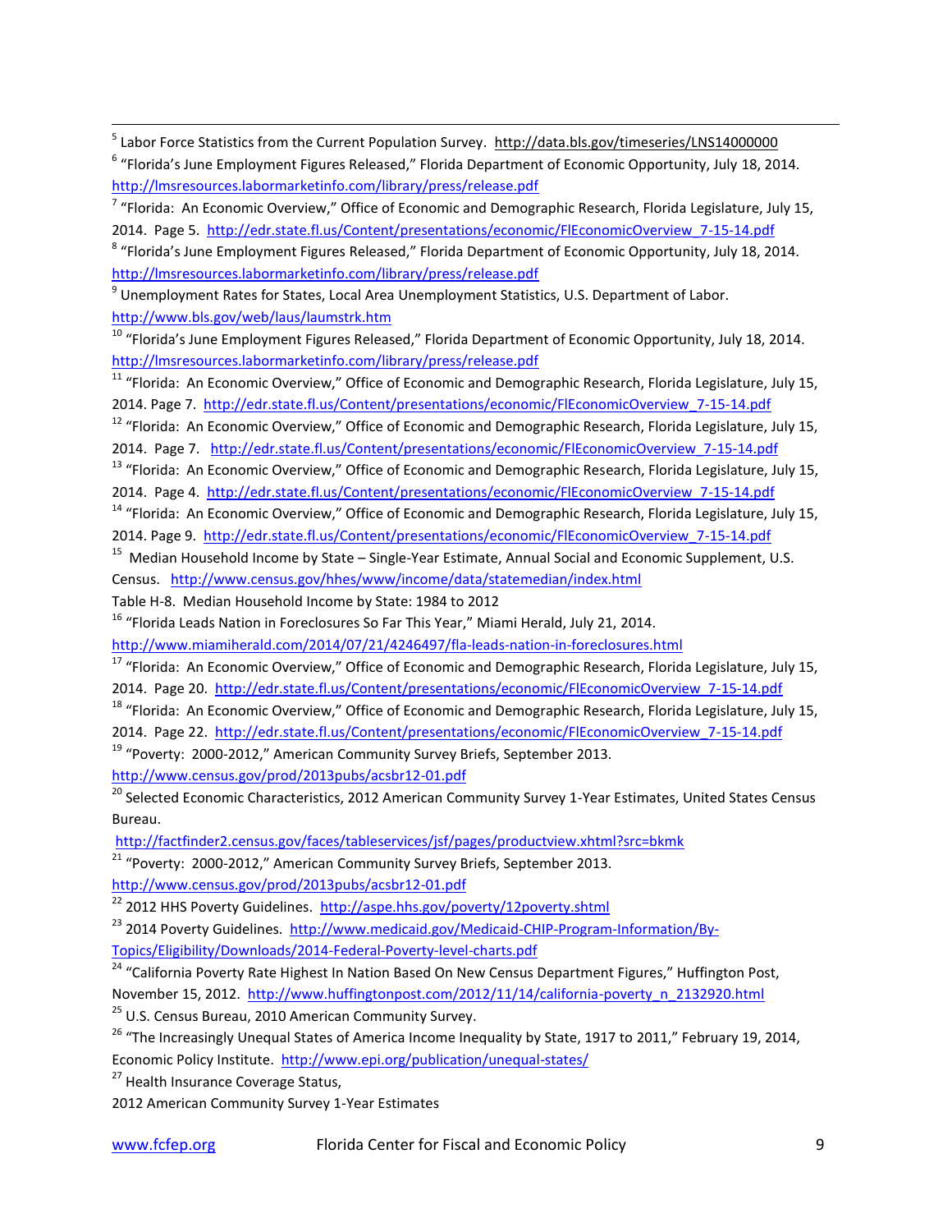[5] Labor Force Statistics from the Current Population Survey. http://data.bls.gov/timeseries/LNS14000000

[6] "Florida's June Employment Figures Released," Florida Department of Economic Opportunity, July 18, 2014. http://lmsresources.labormarketinfo.com/library/press/release.pdf

[7] "Florida: An Economic Overview," Office of Economic and Demographic Research, Florida Legislature, July 15, 2014. Page 5. http://edr.state.fl.us/Content/presentations/economic/FlEconomicOverview_7-15-14.pdf

[8] "Florida's June Employment Figures Released," Florida Department of Economic Opportunity, July 18, 2014. http://lmsresources.labormarketinfo.com/library/press/release.pdf

[9] Unemployment Rates for States, Local Area Unemployment Statistics, U.S. Department of Labor. http://www.bls.gov/web/laus/laumstrk.htm

[10] "Florida's June Employment Figures Released," Florida Department of Economic Opportunity, July 18, 2014. http://lmsresources.labormarketinfo.com/library/press/release.pdf

[11] "Florida: An Economic Overview," Office of Economic and Demographic Research, Florida Legislature, July 15, 2014. Page 7. http://edr.state.fl.us/Content/presentations/economic/FlEconomicOverview_7-15-14.pdf

[12] "Florida: An Economic Overview," Office of Economic and Demographic Research, Florida Legislature, July 15, 2014. Page 7. http://edr.state.fl.us/Content/presentations/economic/FlEconomicOverview_7-15-14.pdf

[13] "Florida: An Economic Overview," Office of Economic and Demographic Research, Florida Legislature, July 15, 2014. Page 4. http://edr.state.fl.us/Content/presentations/economic/FlEconomicOverview_7-15-14.pdf

[14] "Florida: An Economic Overview," Office of Economic and Demographic Research, Florida Legislature, July 15, 2014. Page 9. http://edr.state.fl.us/Content/presentations/economic/FlEconomicOverview_7-15-14.pdf

[15] Median Household Income by State – Single-Year Estimate, Annual Social and Economic Supplement, U.S. Census. http://www.census.gov/hhes/www/income/data/statemedian/index.html
Table H-8. Median Household Income by State: 1984 to 2012

[16] "Florida Leads Nation in Foreclosures So Far This Year," Miami Herald, July 21, 2014. http://www.miamiherald.com/2014/07/21/4246497/fla-leads-nation-in-foreclosures.html

[17] "Florida: An Economic Overview," Office of Economic and Demographic Research, Florida Legislature, July 15, 2014. Page 20. http://edr.state.fl.us/Content/presentations/economic/FlEconomicOverview_7-15-14.pdf

[18] "Florida: An Economic Overview," Office of Economic and Demographic Research, Florida Legislature, July 15, 2014. Page 22. http://edr.state.fl.us/Content/presentations/economic/FlEconomicOverview_7-15-14.pdf

[19] "Poverty: 2000-2012," American Community Survey Briefs, September 2013. http://www.census.gov/prod/2013pubs/acsbr12-01.pdf

[20] Selected Economic Characteristics, 2012 American Community Survey 1-Year Estimates, United States Census Bureau.
http://factfinder2.census.gov/faces/tableservices/jsf/pages/productview.xhtml?src=bkmk

[21] "Poverty: 2000-2012," American Community Survey Briefs, September 2013. http://www.census.gov/prod/2013pubs/acsbr12-01.pdf

[22] 2012 HHS Poverty Guidelines. http://aspe.hhs.gov/poverty/12poverty.shtml

[23] 2014 Poverty Guidelines. http://www.medicaid.gov/Medicaid-CHIP-Program-Information/By-Topics/Eligibility/Downloads/2014-Federal-Poverty-level-charts.pdf

[24] "California Poverty Rate Highest In Nation Based On New Census Department Figures," Huffington Post, November 15, 2012. http://www.huffingtonpost.com/2012/11/14/california-poverty_n_2132920.html

[25] U.S. Census Bureau, 2010 American Community Survey.

[26] "The Increasingly Unequal States of America Income Inequality by State, 1917 to 2011," February 19, 2014, Economic Policy Institute. http://www.epi.org/publication/unequal-states/

[27] Health Insurance Coverage Status,
2012 American Community Survey 1-Year Estimates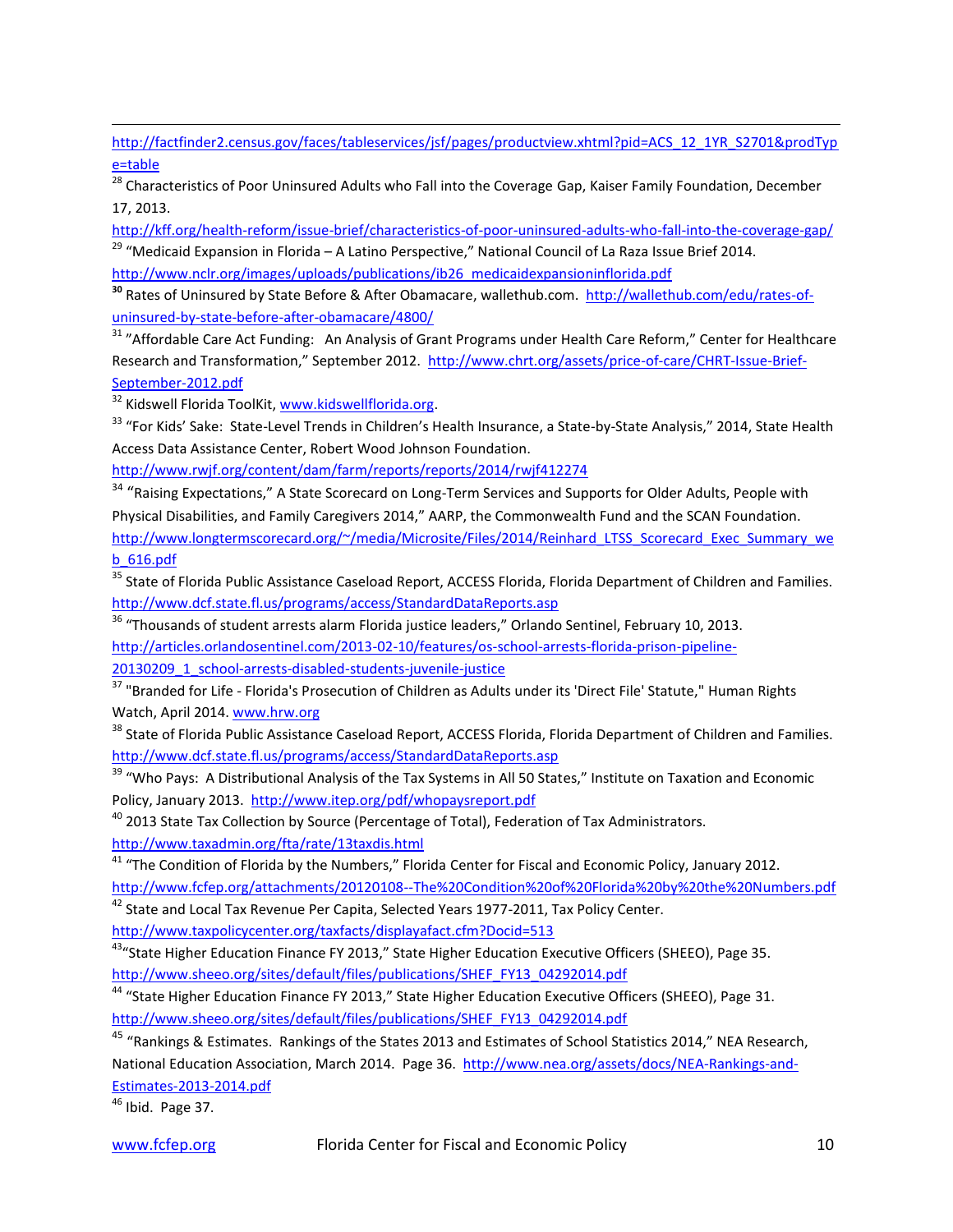http://factfinder2.census.gov/faces/tableservices/jsf/pages/productview.xhtml?pid=ACS_12_1YR_S2701&prodType=table

[28] Characteristics of Poor Uninsured Adults who Fall into the Coverage Gap, Kaiser Family Foundation, December 17, 2013. http://kff.org/health-reform/issue-brief/characteristics-of-poor-uninsured-adults-who-fall-into-the-coverage-gap/

[29] "Medicaid Expansion in Florida – A Latino Perspective," National Council of La Raza Issue Brief 2014. http://www.nclr.org/images/uploads/publications/ib26_medicaidexpansioninflorida.pdf

[30] Rates of Uninsured by State Before & After Obamacare, wallethub.com. http://wallethub.com/edu/rates-of-uninsured-by-state-before-after-obamacare/4800/

[31] "Affordable Care Act Funding: An Analysis of Grant Programs under Health Care Reform," Center for Healthcare Research and Transformation," September 2012. http://www.chrt.org/assets/price-of-care/CHRT-Issue-Brief-September-2012.pdf

[32] Kidswell Florida ToolKit, www.kidswellflorida.org.

[33] "For Kids' Sake: State-Level Trends in Children's Health Insurance, a State-by-State Analysis," 2014, State Health Access Data Assistance Center, Robert Wood Johnson Foundation. http://www.rwjf.org/content/dam/farm/reports/reports/2014/rwjf412274

[34] "Raising Expectations," A State Scorecard on Long-Term Services and Supports for Older Adults, People with Physical Disabilities, and Family Caregivers 2014," AARP, the Commonwealth Fund and the SCAN Foundation. http://www.longtermscorecard.org/~/media/Microsite/Files/2014/Reinhard_LTSS_Scorecard_Exec_Summary_web_616.pdf

[35] State of Florida Public Assistance Caseload Report, ACCESS Florida, Florida Department of Children and Families. http://www.dcf.state.fl.us/programs/access/StandardDataReports.asp

[36] "Thousands of student arrests alarm Florida justice leaders," Orlando Sentinel, February 10, 2013. http://articles.orlandosentinel.com/2013-02-10/features/os-school-arrests-florida-prison-pipeline-20130209_1_school-arrests-disabled-students-juvenile-justice

[37] "Branded for Life - Florida's Prosecution of Children as Adults under its 'Direct File' Statute," Human Rights Watch, April 2014. www.hrw.org

[38] State of Florida Public Assistance Caseload Report, ACCESS Florida, Florida Department of Children and Families. http://www.dcf.state.fl.us/programs/access/StandardDataReports.asp

[39] "Who Pays: A Distributional Analysis of the Tax Systems in All 50 States," Institute on Taxation and Economic Policy, January 2013. http://www.itep.org/pdf/whopaysreport.pdf

[40] 2013 State Tax Collection by Source (Percentage of Total), Federation of Tax Administrators. http://www.taxadmin.org/fta/rate/13taxdis.html

[41] "The Condition of Florida by the Numbers," Florida Center for Fiscal and Economic Policy, January 2012. http://www.fcfep.org/attachments/20120108--The%20Condition%20of%20Florida%20by%20the%20Numbers.pdf

[42] State and Local Tax Revenue Per Capita, Selected Years 1977-2011, Tax Policy Center. http://www.taxpolicycenter.org/taxfacts/displayafact.cfm?Docid=513

[43] "State Higher Education Finance FY 2013," State Higher Education Executive Officers (SHEEO), Page 35. http://www.sheeo.org/sites/default/files/publications/SHEF_FY13_04292014.pdf

[44] "State Higher Education Finance FY 2013," State Higher Education Executive Officers (SHEEO), Page 31. http://www.sheeo.org/sites/default/files/publications/SHEF_FY13_04292014.pdf

[45] "Rankings & Estimates. Rankings of the States 2013 and Estimates of School Statistics 2014," NEA Research, National Education Association, March 2014. Page 36. http://www.nea.org/assets/docs/NEA-Rankings-and-Estimates-2013-2014.pdf

[46] Ibid. Page 37.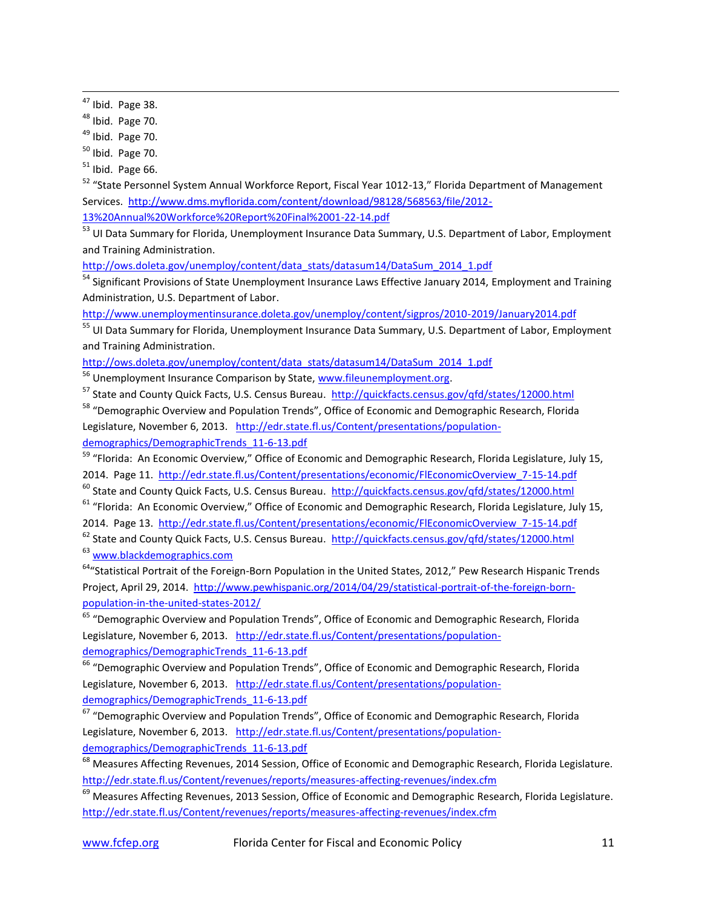[47] Ibid. Page 38.

[48] Ibid. Page 70.

[49] Ibid. Page 70.

[50] Ibid. Page 70.

[51] Ibid. Page 66.

[52] "State Personnel System Annual Workforce Report, Fiscal Year 1012-13," Florida Department of Management Services. http://www.dms.myflorida.com/content/download/98128/568563/file/2012-13%20Annual%20Workforce%20Report%20Final%2001-22-14.pdf

[53] UI Data Summary for Florida, Unemployment Insurance Data Summary, U.S. Department of Labor, Employment and Training Administration. http://ows.doleta.gov/unemploy/content/data_stats/datasum14/DataSum_2014_1.pdf

[54] Significant Provisions of State Unemployment Insurance Laws Effective January 2014, Employment and Training Administration, U.S. Department of Labor. http://www.unemploymentinsurance.doleta.gov/unemploy/content/sigpros/2010-2019/January2014.pdf

[55] UI Data Summary for Florida, Unemployment Insurance Data Summary, U.S. Department of Labor, Employment and Training Administration. http://ows.doleta.gov/unemploy/content/data_stats/datasum14/DataSum_2014_1.pdf

[56] Unemployment Insurance Comparison by State, www.fileunemployment.org.

[57] State and County Quick Facts, U.S. Census Bureau. http://quickfacts.census.gov/qfd/states/12000.html

[58] "Demographic Overview and Population Trends", Office of Economic and Demographic Research, Florida Legislature, November 6, 2013. http://edr.state.fl.us/Content/presentations/population-demographics/DemographicTrends_11-6-13.pdf

[59] "Florida: An Economic Overview," Office of Economic and Demographic Research, Florida Legislature, July 15, 2014. Page 11. http://edr.state.fl.us/Content/presentations/economic/FlEconomicOverview_7-15-14.pdf

[60] State and County Quick Facts, U.S. Census Bureau. http://quickfacts.census.gov/qfd/states/12000.html

[61] "Florida: An Economic Overview," Office of Economic and Demographic Research, Florida Legislature, July 15, 2014. Page 13. http://edr.state.fl.us/Content/presentations/economic/FlEconomicOverview_7-15-14.pdf

[62] State and County Quick Facts, U.S. Census Bureau. http://quickfacts.census.gov/qfd/states/12000.html

[63] www.blackdemographics.com

[64] "Statistical Portrait of the Foreign-Born Population in the United States, 2012," Pew Research Hispanic Trends Project, April 29, 2014. http://www.pewhispanic.org/2014/04/29/statistical-portrait-of-the-foreign-born-population-in-the-united-states-2012/

[65] "Demographic Overview and Population Trends", Office of Economic and Demographic Research, Florida Legislature, November 6, 2013. http://edr.state.fl.us/Content/presentations/population-demographics/DemographicTrends_11-6-13.pdf

[66] "Demographic Overview and Population Trends", Office of Economic and Demographic Research, Florida Legislature, November 6, 2013. http://edr.state.fl.us/Content/presentations/population-demographics/DemographicTrends_11-6-13.pdf

[67] "Demographic Overview and Population Trends", Office of Economic and Demographic Research, Florida Legislature, November 6, 2013. http://edr.state.fl.us/Content/presentations/population-demographics/DemographicTrends_11-6-13.pdf

[68] Measures Affecting Revenues, 2014 Session, Office of Economic and Demographic Research, Florida Legislature. http://edr.state.fl.us/Content/revenues/reports/measures-affecting-revenues/index.cfm

[69] Measures Affecting Revenues, 2013 Session, Office of Economic and Demographic Research, Florida Legislature. http://edr.state.fl.us/Content/revenues/reports/measures-affecting-revenues/index.cfm